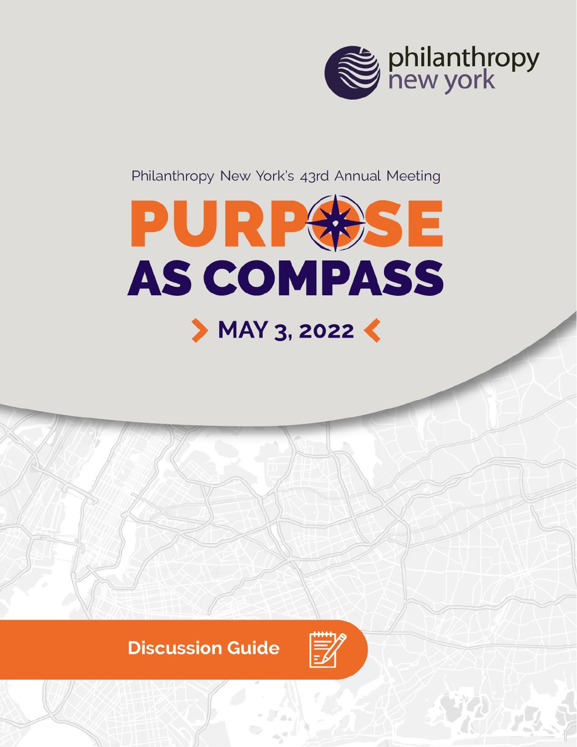philanthropy new york

Philanthropy New York's 43rd Annual Meeting

# PURPOSE AS COMPASS

## MAY 3, 2022

**Discussion Guide**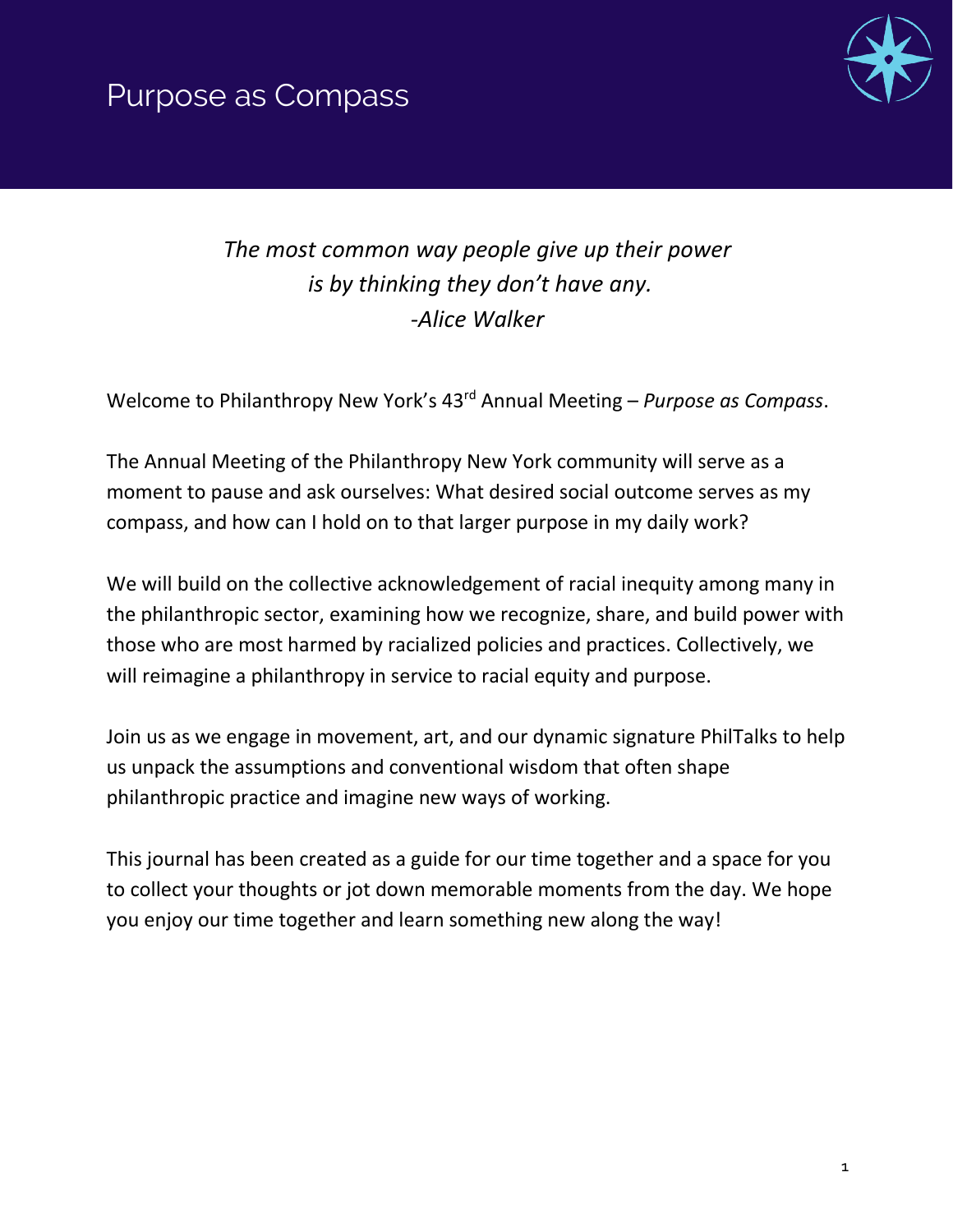# Purpose as Compass

*The most common way people give up their power*
*is by thinking they don't have any.*
*-Alice Walker*

Welcome to Philanthropy New York's 43rd Annual Meeting – *Purpose as Compass*.

The Annual Meeting of the Philanthropy New York community will serve as a moment to pause and ask ourselves: What desired social outcome serves as my compass, and how can I hold on to that larger purpose in my daily work?

We will build on the collective acknowledgement of racial inequity among many in the philanthropic sector, examining how we recognize, share, and build power with those who are most harmed by racialized policies and practices. Collectively, we will reimagine a philanthropy in service to racial equity and purpose.

Join us as we engage in movement, art, and our dynamic signature PhilTalks to help us unpack the assumptions and conventional wisdom that often shape philanthropic practice and imagine new ways of working.

This journal has been created as a guide for our time together and a space for you to collect your thoughts or jot down memorable moments from the day. We hope you enjoy our time together and learn something new along the way!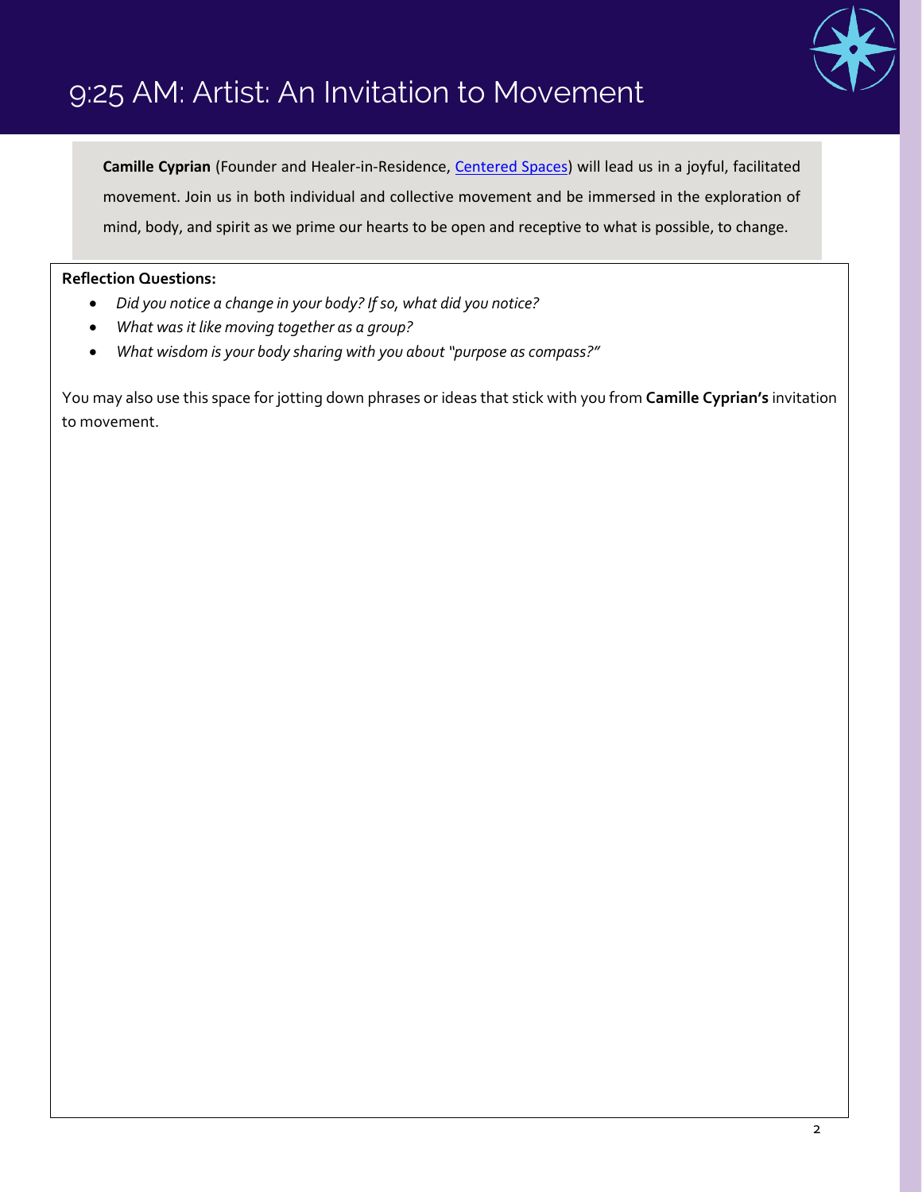# 9:25 AM: Artist: An Invitation to Movement

**Camille Cyprian** (Founder and Healer-in-Residence, Centered Spaces) will lead us in a joyful, facilitated movement. Join us in both individual and collective movement and be immersed in the exploration of mind, body, and spirit as we prime our hearts to be open and receptive to what is possible, to change.

**Reflection Questions:**

- *Did you notice a change in your body? If so, what did you notice?*
- *What was it like moving together as a group?*
- *What wisdom is your body sharing with you about "purpose as compass?"*

You may also use this space for jotting down phrases or ideas that stick with you from **Camille Cyprian's** invitation to movement.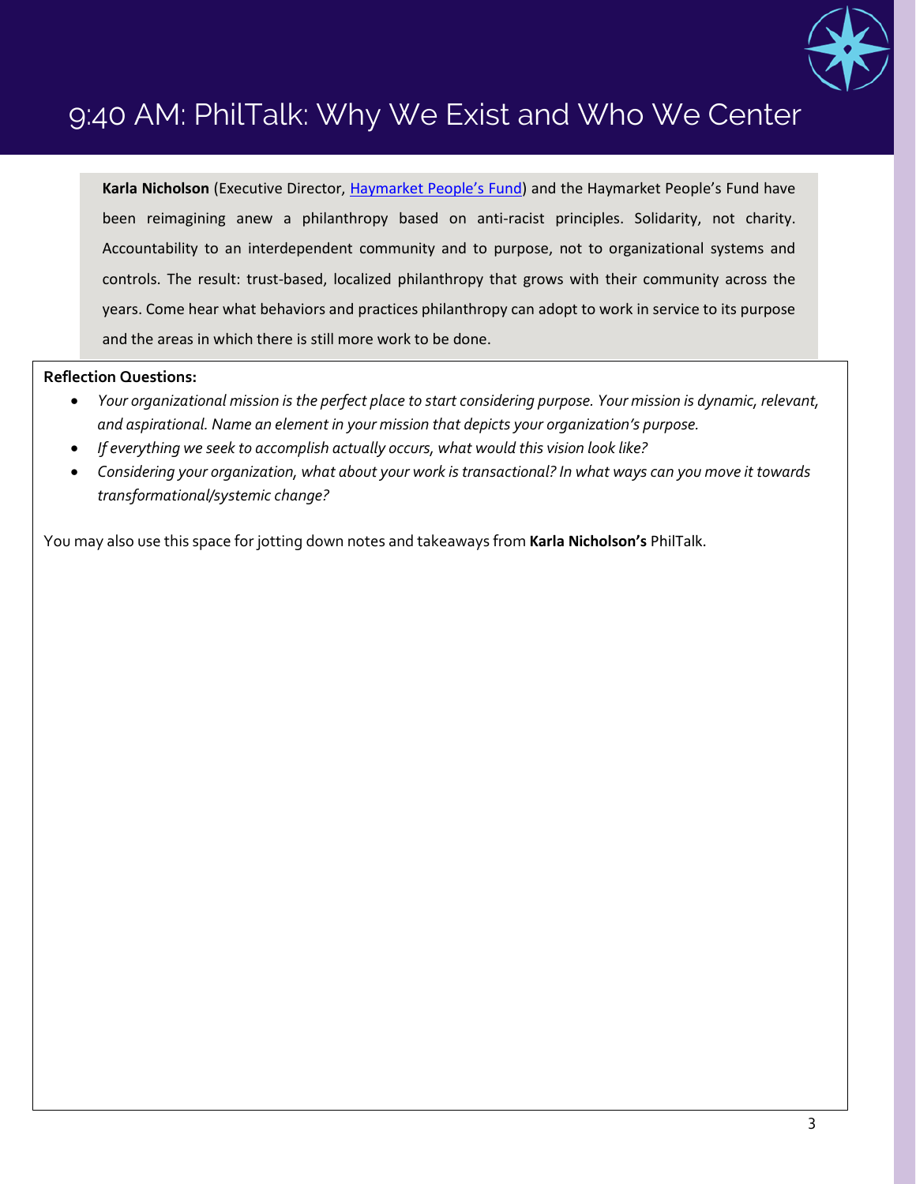# 9:40 AM: PhilTalk: Why We Exist and Who We Center

**Karla Nicholson** (Executive Director, Haymarket People's Fund) and the Haymarket People's Fund have been reimagining anew a philanthropy based on anti-racist principles. Solidarity, not charity. Accountability to an interdependent community and to purpose, not to organizational systems and controls. The result: trust-based, localized philanthropy that grows with their community across the years. Come hear what behaviors and practices philanthropy can adopt to work in service to its purpose and the areas in which there is still more work to be done.

**Reflection Questions:**

- *Your organizational mission is the perfect place to start considering purpose. Your mission is dynamic, relevant, and aspirational. Name an element in your mission that depicts your organization's purpose.*
- *If everything we seek to accomplish actually occurs, what would this vision look like?*
- *Considering your organization, what about your work is transactional? In what ways can you move it towards transformational/systemic change?*

You may also use this space for jotting down notes and takeaways from **Karla Nicholson's** PhilTalk.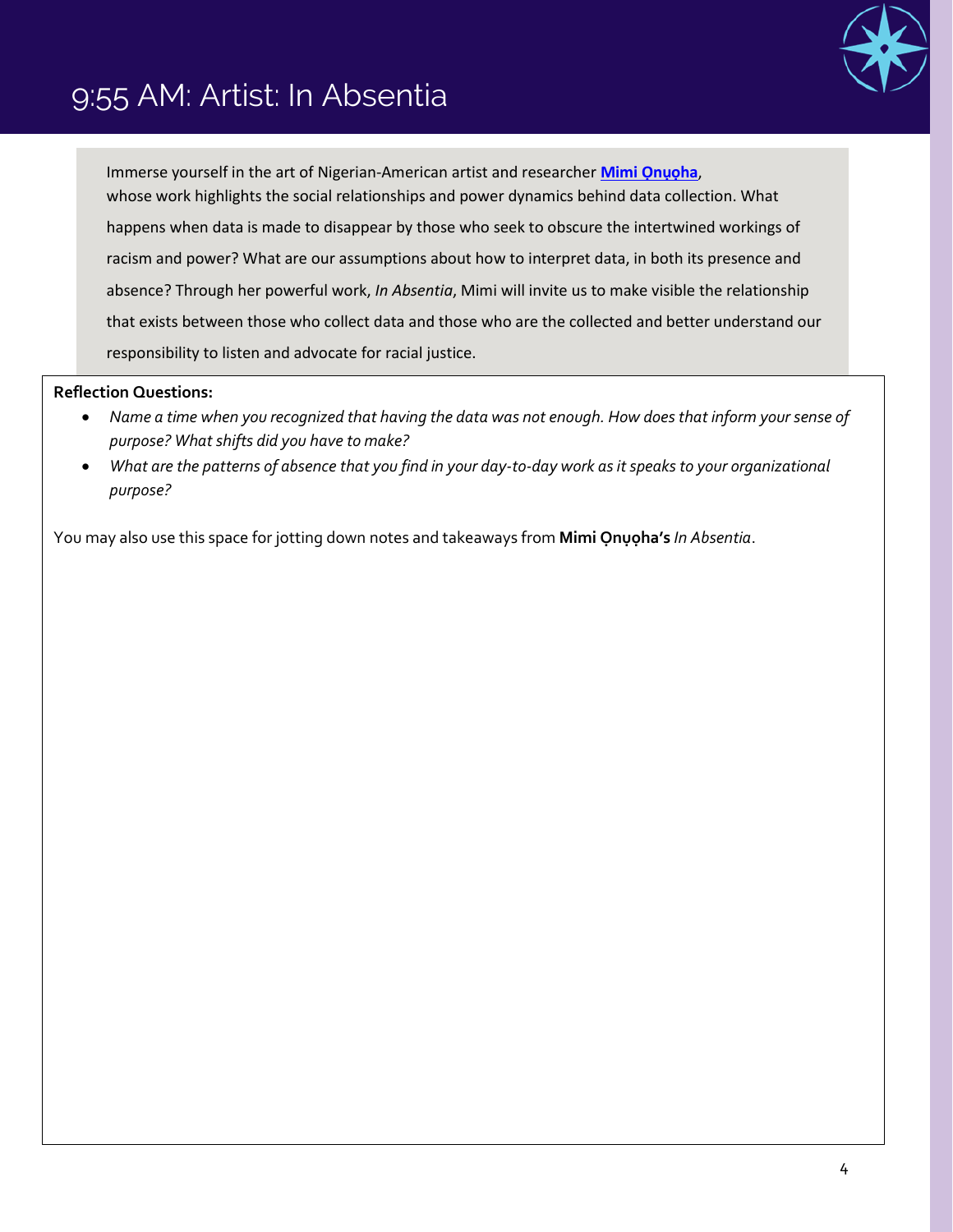# 9:55 AM: Artist: In Absentia

Immerse yourself in the art of Nigerian-American artist and researcher **Mimi Ọnụọha**, whose work highlights the social relationships and power dynamics behind data collection. What happens when data is made to disappear by those who seek to obscure the intertwined workings of racism and power? What are our assumptions about how to interpret data, in both its presence and absence? Through her powerful work, *In Absentia*, Mimi will invite us to make visible the relationship that exists between those who collect data and those who are the collected and better understand our responsibility to listen and advocate for racial justice.

**Reflection Questions:**

- *Name a time when you recognized that having the data was not enough. How does that inform your sense of purpose? What shifts did you have to make?*
- *What are the patterns of absence that you find in your day-to-day work as it speaks to your organizational purpose?*

You may also use this space for jotting down notes and takeaways from **Mimi Ọnụọha's** *In Absentia*.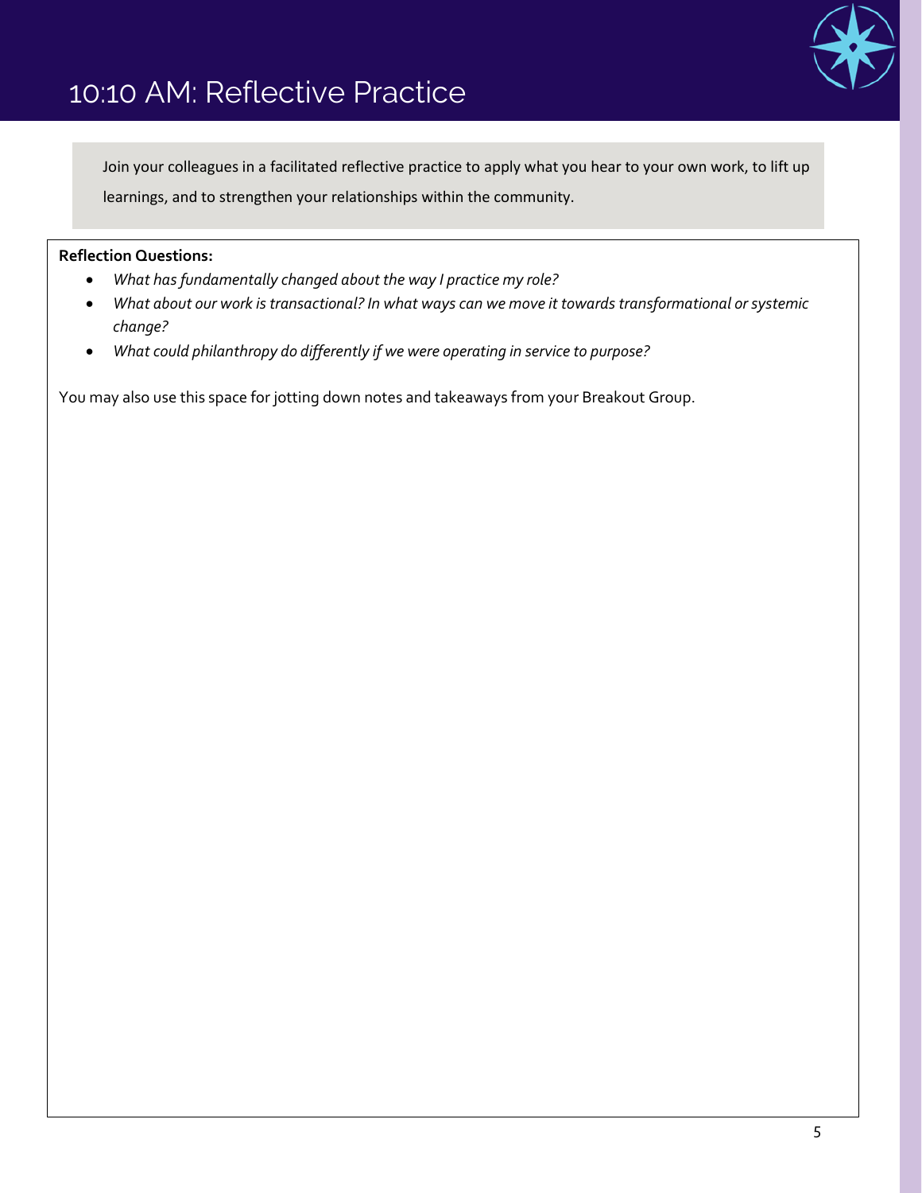# 10:10 AM: Reflective Practice

Join your colleagues in a facilitated reflective practice to apply what you hear to your own work, to lift up learnings, and to strengthen your relationships within the community.

**Reflection Questions:**

- *What has fundamentally changed about the way I practice my role?*
- *What about our work is transactional? In what ways can we move it towards transformational or systemic change?*
- *What could philanthropy do differently if we were operating in service to purpose?*

You may also use this space for jotting down notes and takeaways from your Breakout Group.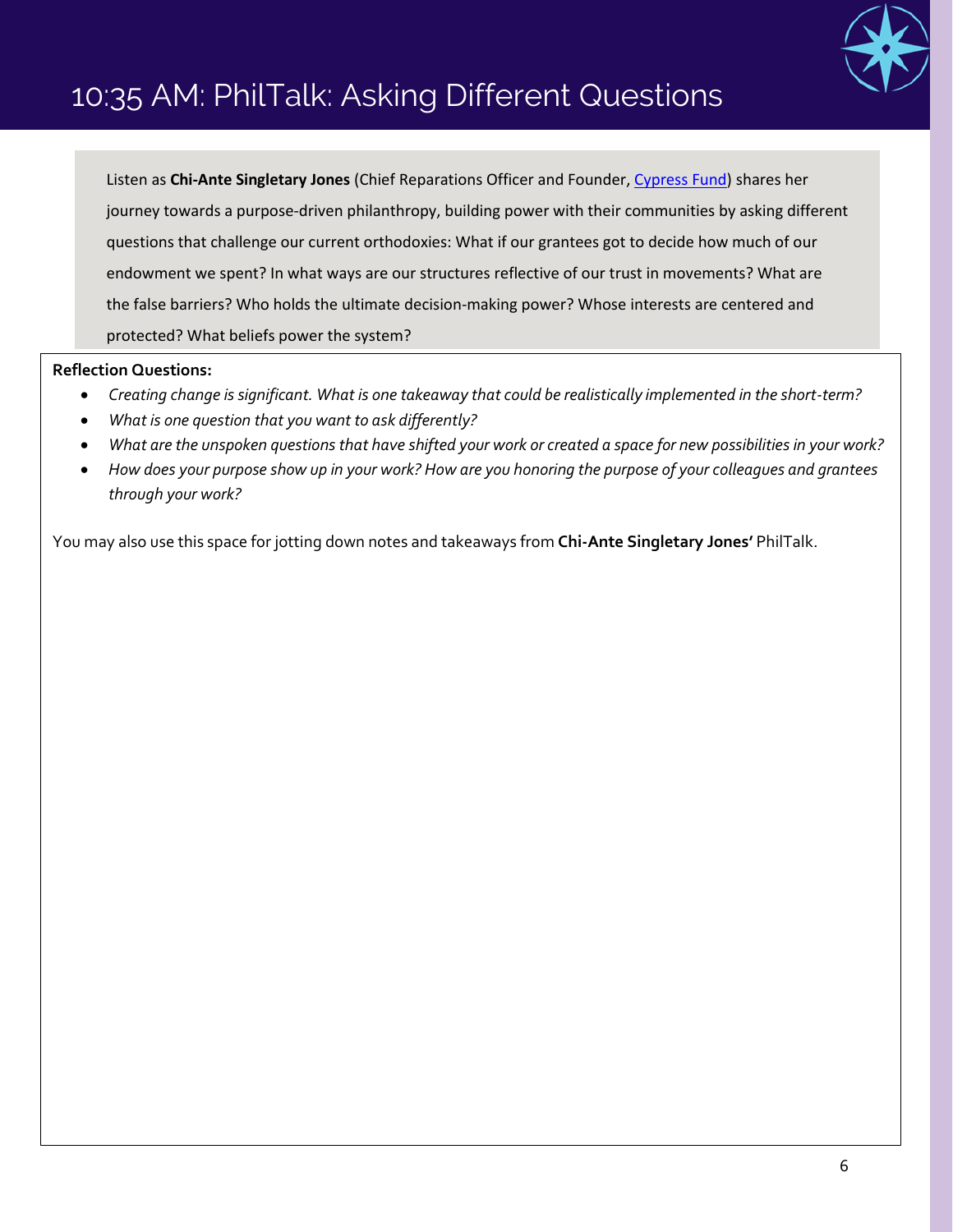# 10:35 AM: PhilTalk: Asking Different Questions

Listen as **Chi-Ante Singletary Jones** (Chief Reparations Officer and Founder, Cypress Fund) shares her journey towards a purpose-driven philanthropy, building power with their communities by asking different questions that challenge our current orthodoxies: What if our grantees got to decide how much of our endowment we spent? In what ways are our structures reflective of our trust in movements? What are the false barriers? Who holds the ultimate decision-making power? Whose interests are centered and protected? What beliefs power the system?

**Reflection Questions:**

- *Creating change is significant. What is one takeaway that could be realistically implemented in the short-term?*
- *What is one question that you want to ask differently?*
- *What are the unspoken questions that have shifted your work or created a space for new possibilities in your work?*
- *How does your purpose show up in your work? How are you honoring the purpose of your colleagues and grantees through your work?*

You may also use this space for jotting down notes and takeaways from **Chi-Ante Singletary Jones'** PhilTalk.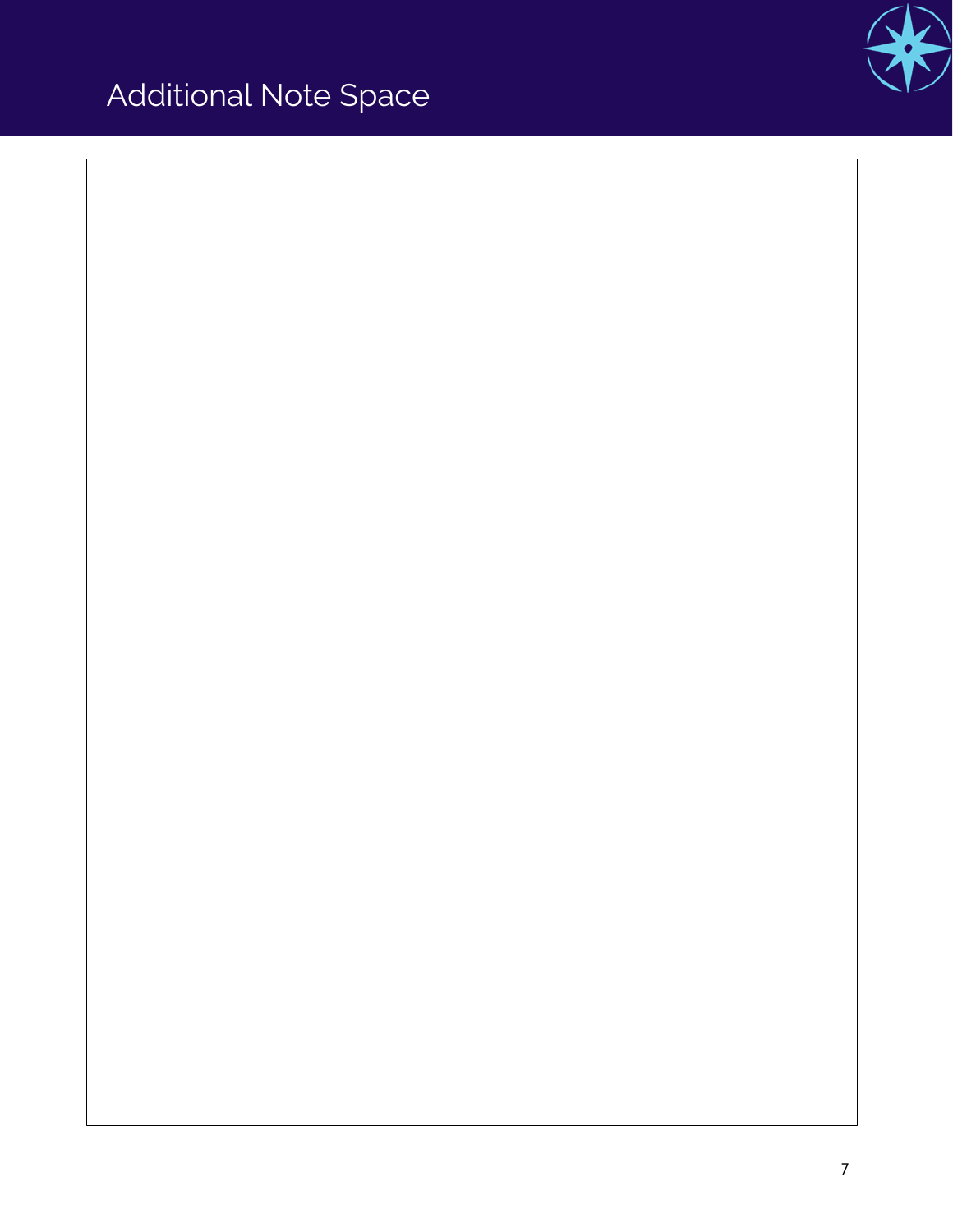# Additional Note Space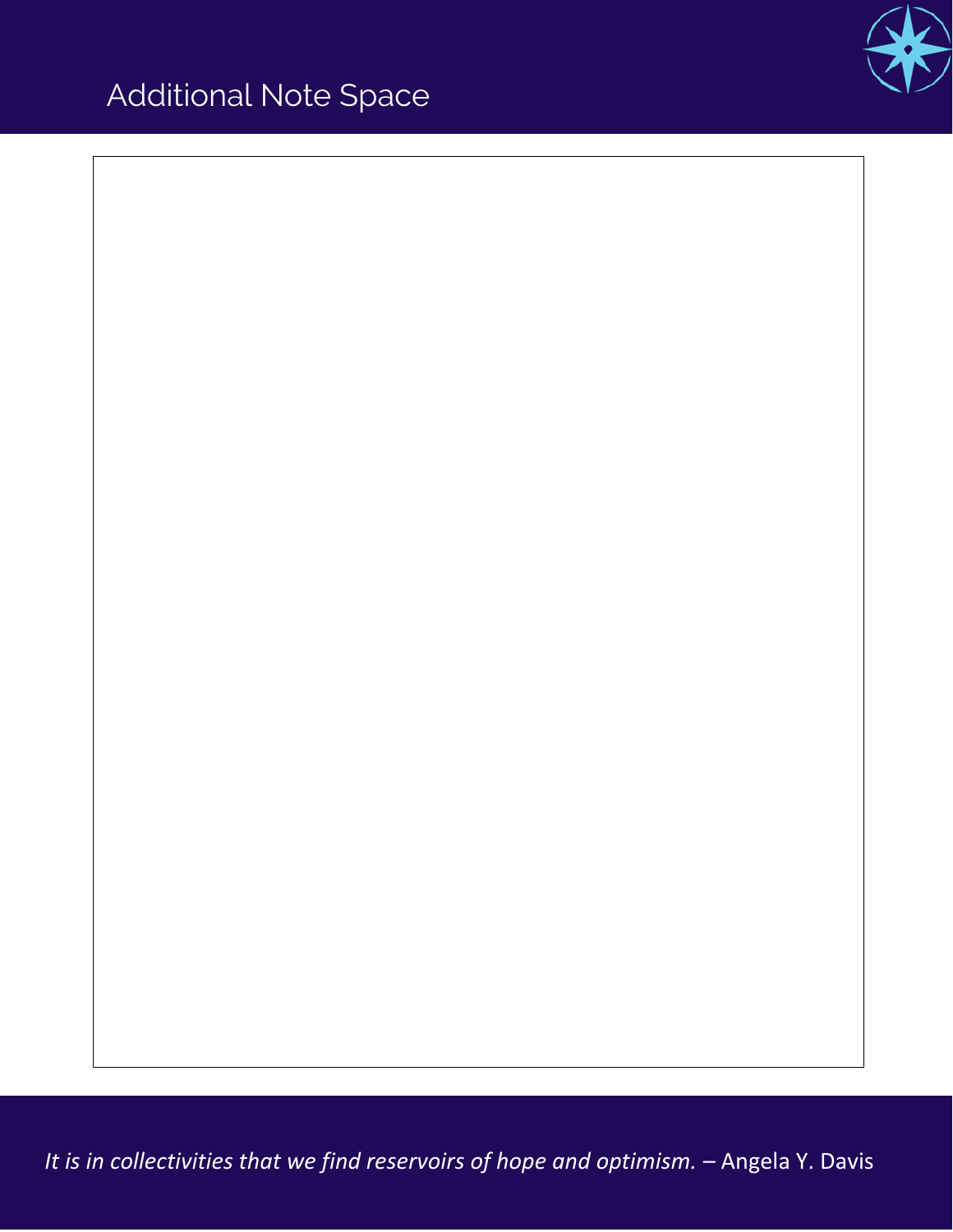# Additional Note Space

*It is in collectivities that we find reservoirs of hope and optimism.* – Angela Y. Davis